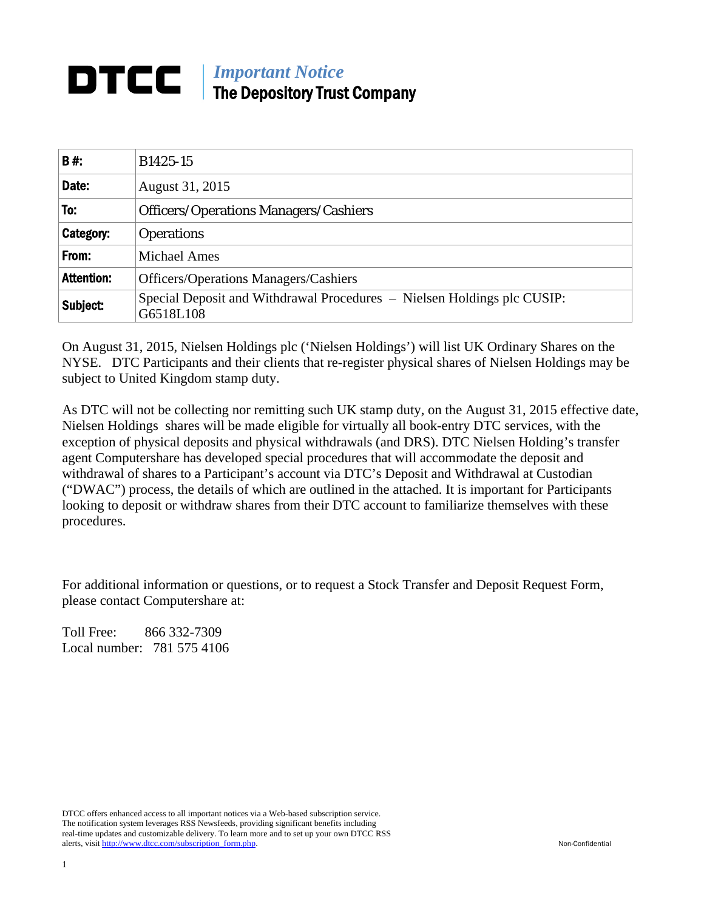# DTCC | *Important Notice*
## The Depository Trust Company

| | |
|---|---|
| **B #:** | B1425-15 |
| **Date:** | August 31, 2015 |
| **To:** | Officers/Operations Managers/Cashiers |
| **Category:** | Operations |
| **From:** | Michael Ames |
| **Attention:** | Officers/Operations Managers/Cashiers |
| **Subject:** | Special Deposit and Withdrawal Procedures – Nielsen Holdings plc CUSIP: G6518L108 |

On August 31, 2015, Nielsen Holdings plc ('Nielsen Holdings') will list UK Ordinary Shares on the NYSE. DTC Participants and their clients that re-register physical shares of Nielsen Holdings may be subject to United Kingdom stamp duty.

As DTC will not be collecting nor remitting such UK stamp duty, on the August 31, 2015 effective date, Nielsen Holdings shares will be made eligible for virtually all book-entry DTC services, with the exception of physical deposits and physical withdrawals (and DRS). DTC Nielsen Holding's transfer agent Computershare has developed special procedures that will accommodate the deposit and withdrawal of shares to a Participant's account via DTC's Deposit and Withdrawal at Custodian ("DWAC") process, the details of which are outlined in the attached. It is important for Participants looking to deposit or withdraw shares from their DTC account to familiarize themselves with these procedures.

For additional information or questions, or to request a Stock Transfer and Deposit Request Form, please contact Computershare at:

Toll Free: 866 332-7309
Local number: 781 575 4106

DTCC offers enhanced access to all important notices via a Web-based subscription service. The notification system leverages RSS Newsfeeds, providing significant benefits including real-time updates and customizable delivery. To learn more and to set up your own DTCC RSS alerts, visit http://www.dtcc.com/subscription_form.php.

Non-Confidential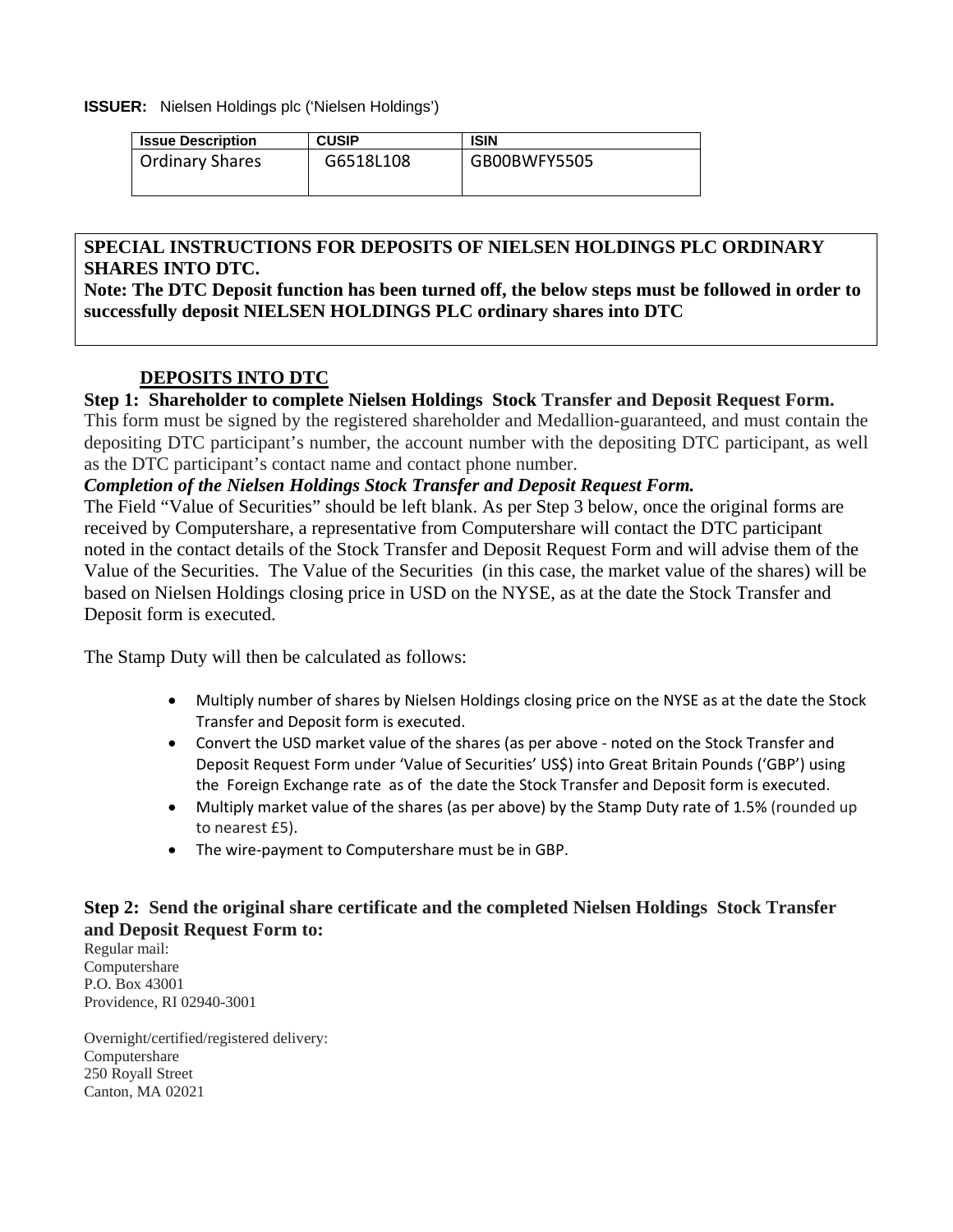**ISSUER:** Nielsen Holdings plc ('Nielsen Holdings')

| Issue Description | CUSIP | ISIN |
| --- | --- | --- |
| Ordinary Shares | G6518L108 | GB00BWFY5505 |

**SPECIAL INSTRUCTIONS FOR DEPOSITS OF NIELSEN HOLDINGS PLC ORDINARY SHARES INTO DTC.**
**Note: The DTC Deposit function has been turned off, the below steps must be followed in order to successfully deposit NIELSEN HOLDINGS PLC ordinary shares into DTC**

## DEPOSITS INTO DTC

**Step 1: Shareholder to complete Nielsen Holdings Stock Transfer and Deposit Request Form.**
This form must be signed by the registered shareholder and Medallion-guaranteed, and must contain the depositing DTC participant's number, the account number with the depositing DTC participant, as well as the DTC participant's contact name and contact phone number.

***Completion of the Nielsen Holdings Stock Transfer and Deposit Request Form.***
The Field "Value of Securities" should be left blank. As per Step 3 below, once the original forms are received by Computershare, a representative from Computershare will contact the DTC participant noted in the contact details of the Stock Transfer and Deposit Request Form and will advise them of the Value of the Securities. The Value of the Securities (in this case, the market value of the shares) will be based on Nielsen Holdings closing price in USD on the NYSE, as at the date the Stock Transfer and Deposit form is executed.

The Stamp Duty will then be calculated as follows:

- Multiply number of shares by Nielsen Holdings closing price on the NYSE as at the date the Stock Transfer and Deposit form is executed.
- Convert the USD market value of the shares (as per above - noted on the Stock Transfer and Deposit Request Form under 'Value of Securities' US$) into Great Britain Pounds ('GBP') using the Foreign Exchange rate as of the date the Stock Transfer and Deposit form is executed.
- Multiply market value of the shares (as per above) by the Stamp Duty rate of 1.5% (rounded up to nearest £5).
- The wire-payment to Computershare must be in GBP.

**Step 2: Send the original share certificate and the completed Nielsen Holdings Stock Transfer and Deposit Request Form to:**

Regular mail:
Computershare
P.O. Box 43001
Providence, RI 02940-3001

Overnight/certified/registered delivery:
Computershare
250 Royall Street
Canton, MA 02021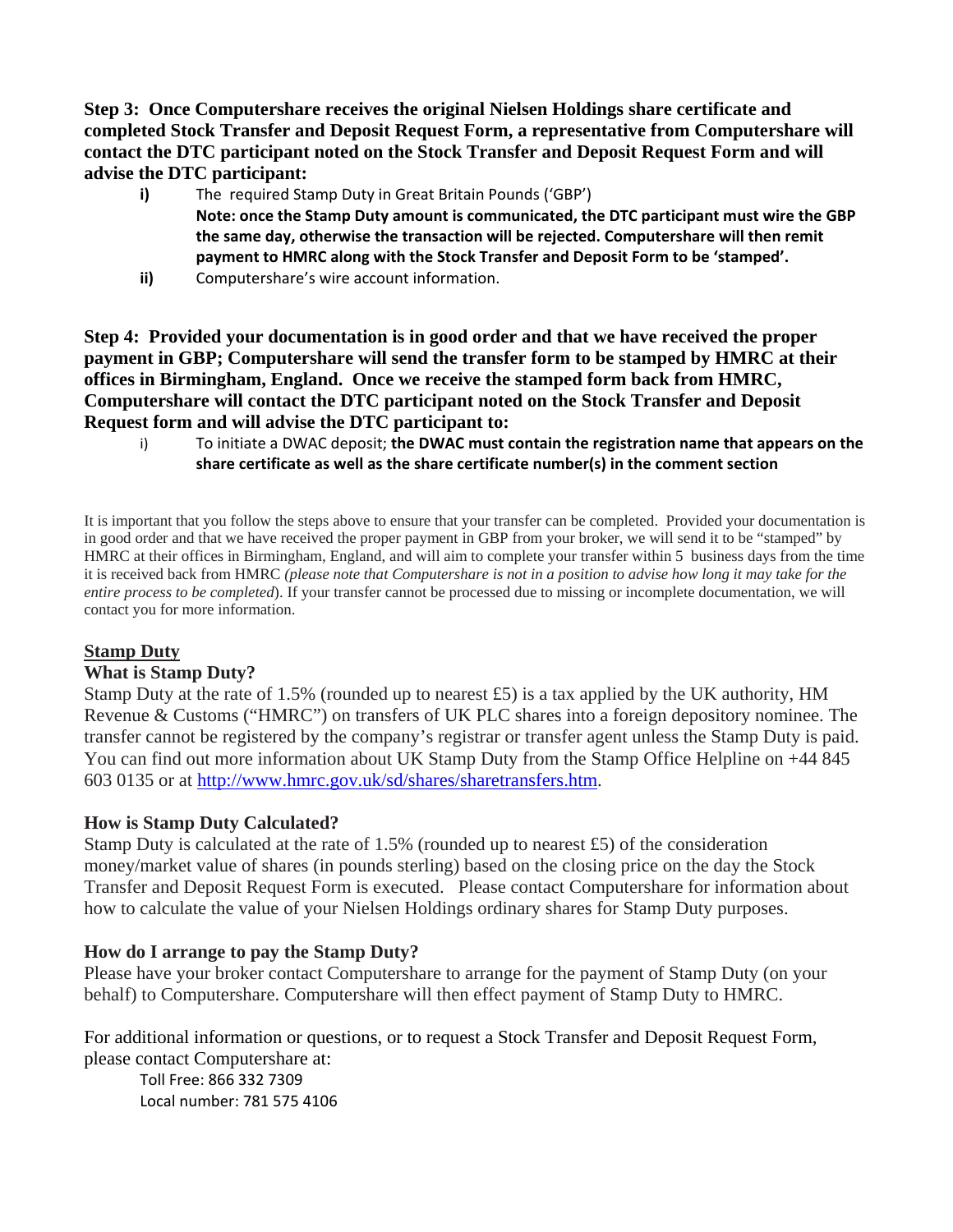**Step 3: Once Computershare receives the original Nielsen Holdings share certificate and completed Stock Transfer and Deposit Request Form, a representative from Computershare will contact the DTC participant noted on the Stock Transfer and Deposit Request Form and will advise the DTC participant:**

- **i)** The required Stamp Duty in Great Britain Pounds ('GBP')
  **Note: once the Stamp Duty amount is communicated, the DTC participant must wire the GBP the same day, otherwise the transaction will be rejected. Computershare will then remit payment to HMRC along with the Stock Transfer and Deposit Form to be 'stamped'.**
- **ii)** Computershare's wire account information.

**Step 4: Provided your documentation is in good order and that we have received the proper payment in GBP; Computershare will send the transfer form to be stamped by HMRC at their offices in Birmingham, England. Once we receive the stamped form back from HMRC, Computershare will contact the DTC participant noted on the Stock Transfer and Deposit Request form and will advise the DTC participant to:**

- i) To initiate a DWAC deposit; **the DWAC must contain the registration name that appears on the share certificate as well as the share certificate number(s) in the comment section**

It is important that you follow the steps above to ensure that your transfer can be completed. Provided your documentation is in good order and that we have received the proper payment in GBP from your broker, we will send it to be "stamped" by HMRC at their offices in Birmingham, England, and will aim to complete your transfer within 5 business days from the time it is received back from HMRC *(please note that Computershare is not in a position to advise how long it may take for the entire process to be completed*). If your transfer cannot be processed due to missing or incomplete documentation, we will contact you for more information.

## Stamp Duty

### What is Stamp Duty?

Stamp Duty at the rate of 1.5% (rounded up to nearest £5) is a tax applied by the UK authority, HM Revenue & Customs ("HMRC") on transfers of UK PLC shares into a foreign depository nominee. The transfer cannot be registered by the company's registrar or transfer agent unless the Stamp Duty is paid. You can find out more information about UK Stamp Duty from the Stamp Office Helpline on +44 845 603 0135 or at http://www.hmrc.gov.uk/sd/shares/sharetransfers.htm.

### How is Stamp Duty Calculated?

Stamp Duty is calculated at the rate of 1.5% (rounded up to nearest £5) of the consideration money/market value of shares (in pounds sterling) based on the closing price on the day the Stock Transfer and Deposit Request Form is executed. Please contact Computershare for information about how to calculate the value of your Nielsen Holdings ordinary shares for Stamp Duty purposes.

### How do I arrange to pay the Stamp Duty?

Please have your broker contact Computershare to arrange for the payment of Stamp Duty (on your behalf) to Computershare. Computershare will then effect payment of Stamp Duty to HMRC.

For additional information or questions, or to request a Stock Transfer and Deposit Request Form, please contact Computershare at:

Toll Free: 866 332 7309
Local number: 781 575 4106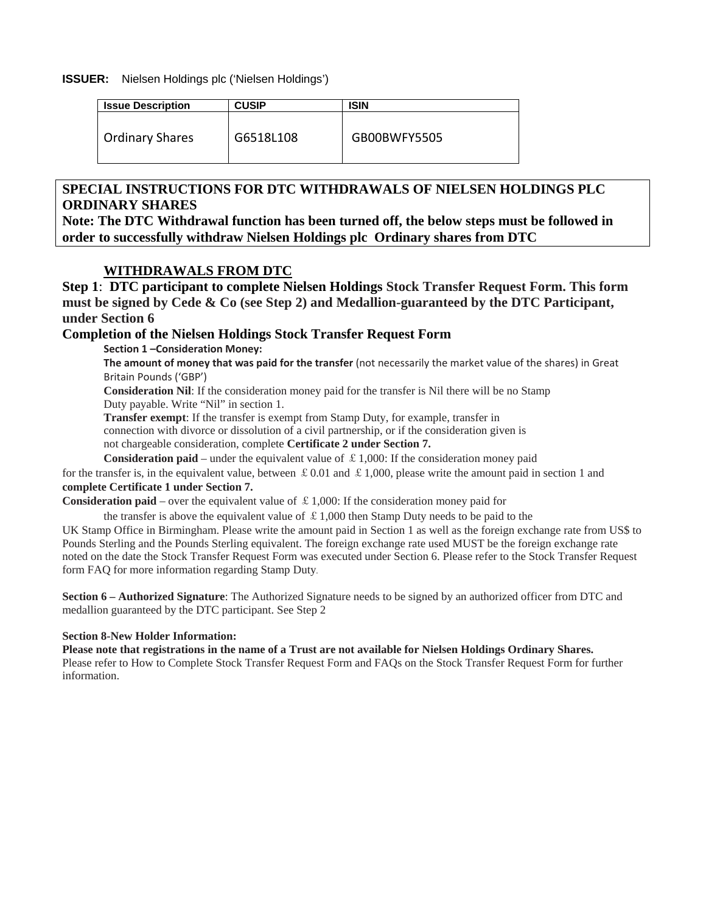**ISSUER:** Nielsen Holdings plc ('Nielsen Holdings')

| Issue Description | CUSIP | ISIN |
|---|---|---|
| Ordinary Shares | G6518L108 | GB00BWFY5505 |

**SPECIAL INSTRUCTIONS FOR DTC WITHDRAWALS OF NIELSEN HOLDINGS PLC ORDINARY SHARES**

**Note: The DTC Withdrawal function has been turned off, the below steps must be followed in order to successfully withdraw Nielsen Holdings plc Ordinary shares from DTC**

## WITHDRAWALS FROM DTC

**Step 1: DTC participant to complete Nielsen Holdings Stock Transfer Request Form. This form must be signed by Cede & Co (see Step 2) and Medallion-guaranteed by the DTC Participant, under Section 6**

### Completion of the Nielsen Holdings Stock Transfer Request Form

**Section 1 –Consideration Money:**

**The amount of money that was paid for the transfer** (not necessarily the market value of the shares) in Great Britain Pounds ('GBP')

**Consideration Nil**: If the consideration money paid for the transfer is Nil there will be no Stamp Duty payable. Write "Nil" in section 1.

**Transfer exempt**: If the transfer is exempt from Stamp Duty, for example, transfer in connection with divorce or dissolution of a civil partnership, or if the consideration given is not chargeable consideration, complete **Certificate 2 under Section 7.**

**Consideration paid** – under the equivalent value of ￡1,000: If the consideration money paid for the transfer is, in the equivalent value, between ￡0.01 and ￡1,000, please write the amount paid in section 1 and **complete Certificate 1 under Section 7.**

**Consideration paid** – over the equivalent value of ￡1,000: If the consideration money paid for the transfer is above the equivalent value of ￡1,000 then Stamp Duty needs to be paid to the UK Stamp Office in Birmingham. Please write the amount paid in Section 1 as well as the foreign exchange rate from US$ to Pounds Sterling and the Pounds Sterling equivalent. The foreign exchange rate used MUST be the foreign exchange rate noted on the date the Stock Transfer Request Form was executed under Section 6. Please refer to the Stock Transfer Request form FAQ for more information regarding Stamp Duty.

**Section 6 – Authorized Signature**: The Authorized Signature needs to be signed by an authorized officer from DTC and medallion guaranteed by the DTC participant. See Step 2

**Section 8-New Holder Information:**

**Please note that registrations in the name of a Trust are not available for Nielsen Holdings Ordinary Shares.**

Please refer to How to Complete Stock Transfer Request Form and FAQs on the Stock Transfer Request Form for further information.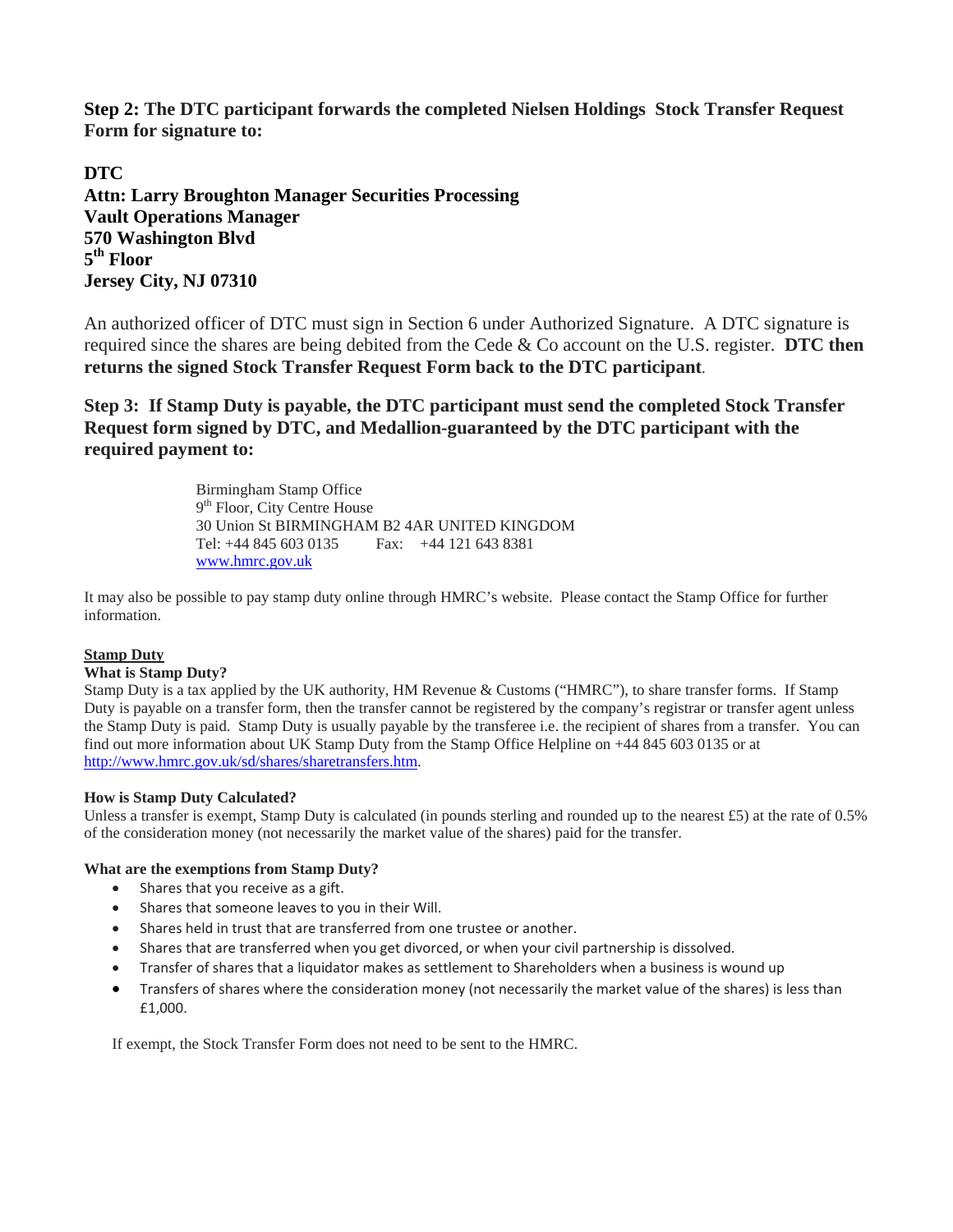**Step 2: The DTC participant forwards the completed Nielsen Holdings Stock Transfer Request Form for signature to:**

**DTC**
**Attn: Larry Broughton Manager Securities Processing**
**Vault Operations Manager**
**570 Washington Blvd**
**5th Floor**
**Jersey City, NJ 07310**

An authorized officer of DTC must sign in Section 6 under Authorized Signature. A DTC signature is required since the shares are being debited from the Cede & Co account on the U.S. register. **DTC then returns the signed Stock Transfer Request Form back to the DTC participant**.

**Step 3: If Stamp Duty is payable, the DTC participant must send the completed Stock Transfer Request form signed by DTC, and Medallion-guaranteed by the DTC participant with the required payment to:**

> Birmingham Stamp Office
> 9th Floor, City Centre House
> 30 Union St BIRMINGHAM B2 4AR UNITED KINGDOM
> Tel: +44 845 603 0135 Fax: +44 121 643 8381
> www.hmrc.gov.uk

It may also be possible to pay stamp duty online through HMRC's website. Please contact the Stamp Office for further information.

**Stamp Duty**

**What is Stamp Duty?**

Stamp Duty is a tax applied by the UK authority, HM Revenue & Customs ("HMRC"), to share transfer forms. If Stamp Duty is payable on a transfer form, then the transfer cannot be registered by the company's registrar or transfer agent unless the Stamp Duty is paid. Stamp Duty is usually payable by the transferee i.e. the recipient of shares from a transfer. You can find out more information about UK Stamp Duty from the Stamp Office Helpline on +44 845 603 0135 or at http://www.hmrc.gov.uk/sd/shares/sharetransfers.htm.

**How is Stamp Duty Calculated?**

Unless a transfer is exempt, Stamp Duty is calculated (in pounds sterling and rounded up to the nearest £5) at the rate of 0.5% of the consideration money (not necessarily the market value of the shares) paid for the transfer.

**What are the exemptions from Stamp Duty?**

- Shares that you receive as a gift.
- Shares that someone leaves to you in their Will.
- Shares held in trust that are transferred from one trustee or another.
- Shares that are transferred when you get divorced, or when your civil partnership is dissolved.
- Transfer of shares that a liquidator makes as settlement to Shareholders when a business is wound up
- Transfers of shares where the consideration money (not necessarily the market value of the shares) is less than £1,000.

If exempt, the Stock Transfer Form does not need to be sent to the HMRC.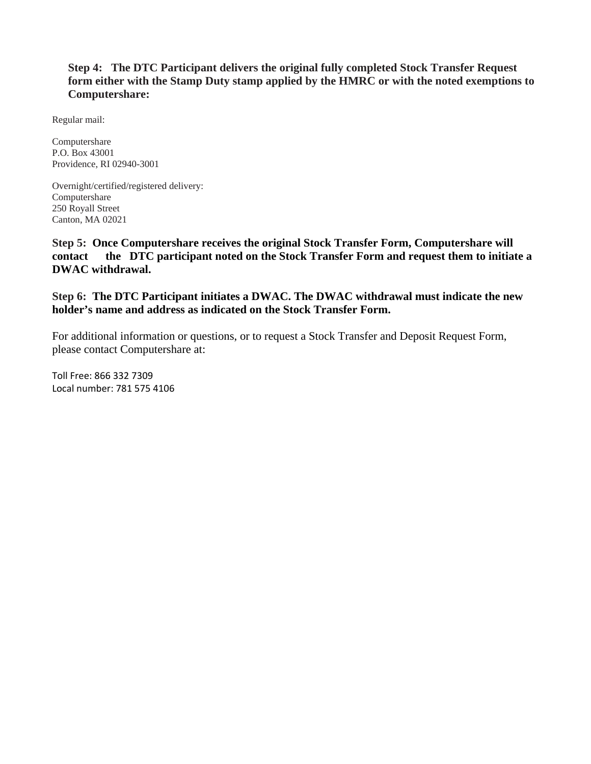**Step 4: The DTC Participant delivers the original fully completed Stock Transfer Request form either with the Stamp Duty stamp applied by the HMRC or with the noted exemptions to Computershare:**

Regular mail:

Computershare
P.O. Box 43001
Providence, RI 02940-3001

Overnight/certified/registered delivery:
Computershare
250 Royall Street
Canton, MA 02021

**Step 5: Once Computershare receives the original Stock Transfer Form, Computershare will contact the DTC participant noted on the Stock Transfer Form and request them to initiate a DWAC withdrawal.**

**Step 6: The DTC Participant initiates a DWAC. The DWAC withdrawal must indicate the new holder's name and address as indicated on the Stock Transfer Form.**

For additional information or questions, or to request a Stock Transfer and Deposit Request Form, please contact Computershare at:

Toll Free: 866 332 7309
Local number: 781 575 4106